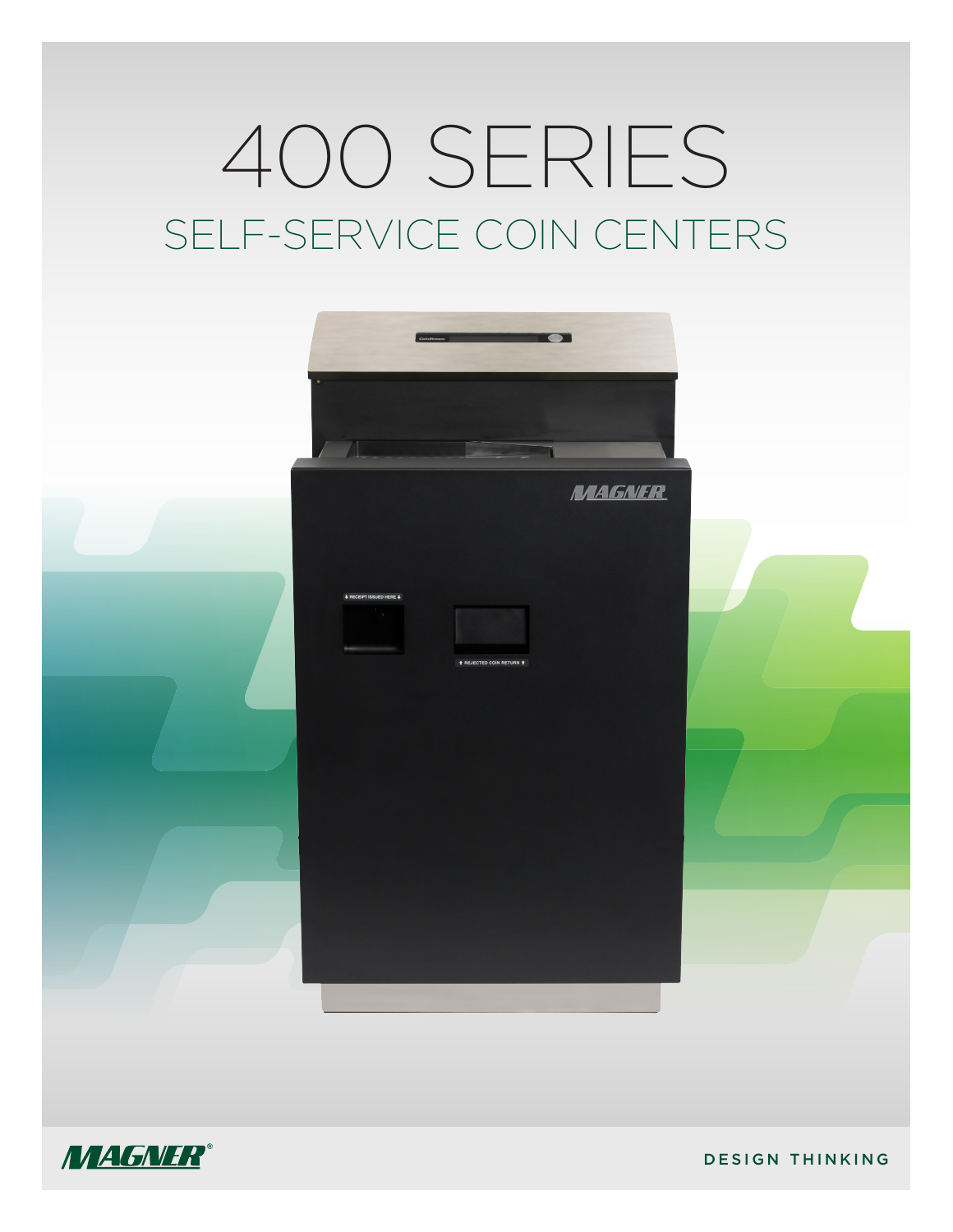# 400 SERIES

## SELF-SERVICE COIN CENTERS

MAGNER®

DESIGN THINKING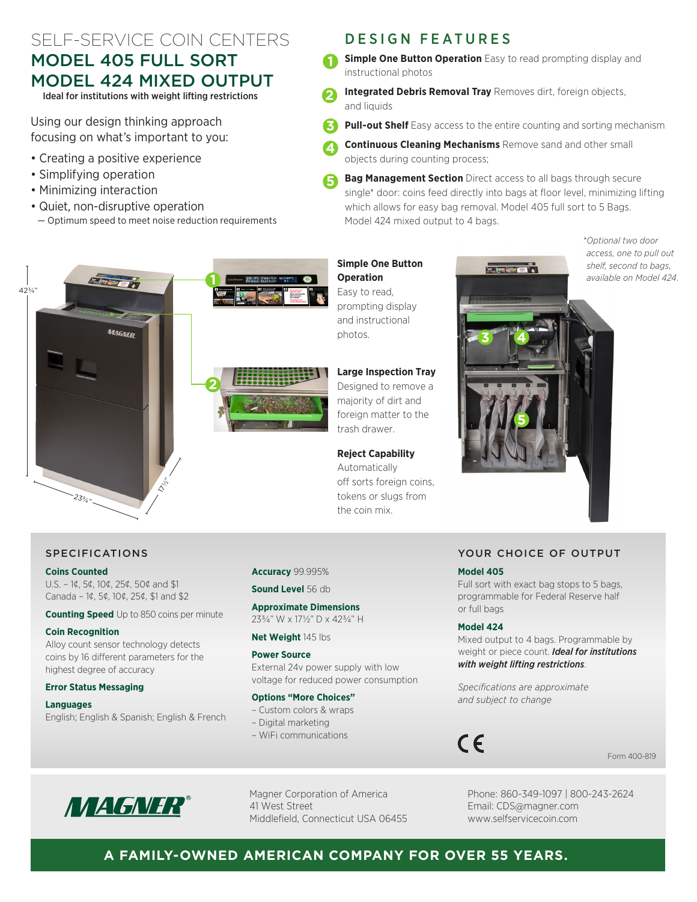SELF-SERVICE COIN CENTERS

# MODEL 405 FULL SORT MODEL 424 MIXED OUTPUT

**Ideal for institutions with weight lifting restrictions**

Using our design thinking approach focusing on what's important to you:

- Creating a positive experience
- Simplifying operation
- Minimizing interaction
- Quiet, non-disruptive operation
  — Optimum speed to meet noise reduction requirements

## DESIGN FEATURES

1. **Simple One Button Operation** Easy to read prompting display and instructional photos
2. **Integrated Debris Removal Tray** Removes dirt, foreign objects, and liquids
3. **Pull-out Shelf** Easy access to the entire counting and sorting mechanism
4. **Continuous Cleaning Mechanisms** Remove sand and other small objects during counting process;
5. **Bag Management Section** Direct access to all bags through secure single* door: coins feed directly into bags at floor level, minimizing lifting which allows for easy bag removal. Model 405 full sort to 5 Bags. Model 424 mixed output to 4 bags.

*Optional two door access, one to pull out shelf, second to bags, available on Model 424.*

42¾"

23¾"

17½"

**Simple One Button Operation**
Easy to read, prompting display and instructional photos.

**Large Inspection Tray**
Designed to remove a majority of dirt and foreign matter to the trash drawer.

**Reject Capability**
Automatically off sorts foreign coins, tokens or slugs from the coin mix.

## SPECIFICATIONS

**Coins Counted**
U.S. – 1¢, 5¢, 10¢, 25¢, 50¢ and $1
Canada – 1¢, 5¢, 10¢, 25¢, $1 and $2

**Counting Speed** Up to 850 coins per minute

**Coin Recognition**
Alloy count sensor technology detects coins by 16 different parameters for the highest degree of accuracy

**Error Status Messaging**

**Languages**
English; English & Spanish; English & French

**Accuracy** 99.995%

**Sound Level** 56 db

**Approximate Dimensions**
23¾" W x 17½" D x 42¾" H

**Net Weight** 145 lbs

**Power Source**
External 24v power supply with low voltage for reduced power consumption

**Options "More Choices"**
- Custom colors & wraps
- Digital marketing
- WiFi communications

## YOUR CHOICE OF OUTPUT

**Model 405**
Full sort with exact bag stops to 5 bags, programmable for Federal Reserve half or full bags

**Model 424**
Mixed output to 4 bags. Programmable by weight or piece count. ***Ideal for institutions with weight lifting restrictions***.

*Specifications are approximate and subject to change*

CE

Form 400-819

MAGNER®

Magner Corporation of America
41 West Street
Middlefield, Connecticut USA 06455

Phone: 860-349-1097 | 800-243-2624
Email: CDS@magner.com
www.selfservicecoin.com

**A FAMILY-OWNED AMERICAN COMPANY FOR OVER 55 YEARS.**